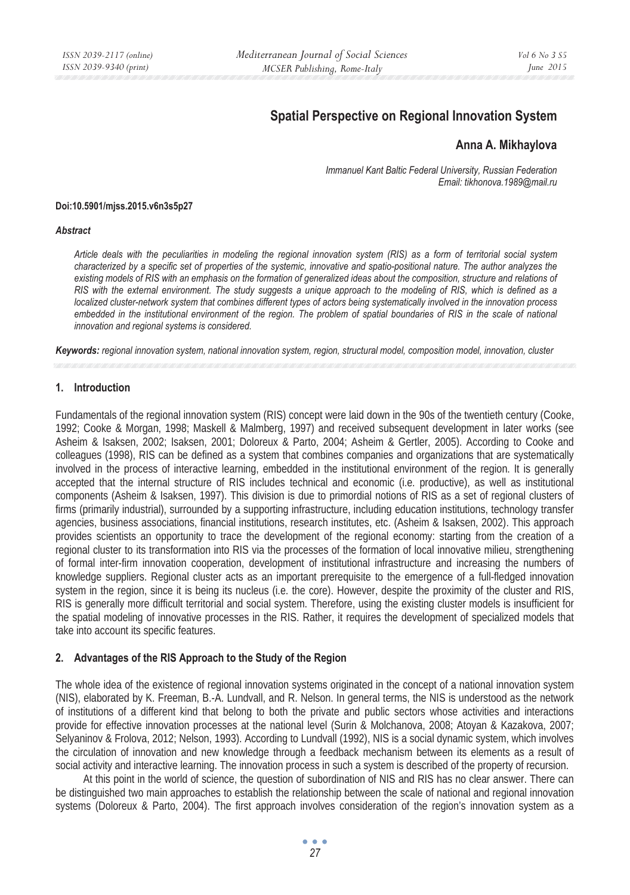# Spatial Perspective on Regional Innovation System

**Anna A. Mikhaylova**

*Immanuel Kant Baltic Federal University, Russian Federation*
*Email: tikhonova.1989@mail.ru*

**Doi:10.5901/mjss.2015.v6n3s5p27**

***Abstract***

*Article deals with the peculiarities in modeling the regional innovation system (RIS) as a form of territorial social system characterized by a specific set of properties of the systemic, innovative and spatio-positional nature. The author analyzes the existing models of RIS with an emphasis on the formation of generalized ideas about the composition, structure and relations of RIS with the external environment. The study suggests a unique approach to the modeling of RIS, which is defined as a localized cluster-network system that combines different types of actors being systematically involved in the innovation process embedded in the institutional environment of the region. The problem of spatial boundaries of RIS in the scale of national innovation and regional systems is considered.*

***Keywords:*** *regional innovation system, national innovation system, region, structural model, composition model, innovation, cluster*

## 1. Introduction

Fundamentals of the regional innovation system (RIS) concept were laid down in the 90s of the twentieth century (Cooke, 1992; Cooke & Morgan, 1998; Maskell & Malmberg, 1997) and received subsequent development in later works (see Asheim & Isaksen, 2002; Isaksen, 2001; Doloreux & Parto, 2004; Asheim & Gertler, 2005). According to Cooke and colleagues (1998), RIS can be defined as a system that combines companies and organizations that are systematically involved in the process of interactive learning, embedded in the institutional environment of the region. It is generally accepted that the internal structure of RIS includes technical and economic (i.e. productive), as well as institutional components (Asheim & Isaksen, 1997). This division is due to primordial notions of RIS as a set of regional clusters of firms (primarily industrial), surrounded by a supporting infrastructure, including education institutions, technology transfer agencies, business associations, financial institutions, research institutes, etc. (Asheim & Isaksen, 2002). This approach provides scientists an opportunity to trace the development of the regional economy: starting from the creation of a regional cluster to its transformation into RIS via the processes of the formation of local innovative milieu, strengthening of formal inter-firm innovation cooperation, development of institutional infrastructure and increasing the numbers of knowledge suppliers. Regional cluster acts as an important prerequisite to the emergence of a full-fledged innovation system in the region, since it is being its nucleus (i.e. the core). However, despite the proximity of the cluster and RIS, RIS is generally more difficult territorial and social system. Therefore, using the existing cluster models is insufficient for the spatial modeling of innovative processes in the RIS. Rather, it requires the development of specialized models that take into account its specific features.

## 2. Advantages of the RIS Approach to the Study of the Region

The whole idea of the existence of regional innovation systems originated in the concept of a national innovation system (NIS), elaborated by K. Freeman, B.-A. Lundvall, and R. Nelson. In general terms, the NIS is understood as the network of institutions of a different kind that belong to both the private and public sectors whose activities and interactions provide for effective innovation processes at the national level (Surin & Molchanova, 2008; Atoyan & Kazakova, 2007; Selyaninov & Frolova, 2012; Nelson, 1993). According to Lundvall (1992), NIS is a social dynamic system, which involves the circulation of innovation and new knowledge through a feedback mechanism between its elements as a result of social activity and interactive learning. The innovation process in such a system is described of the property of recursion.

At this point in the world of science, the question of subordination of NIS and RIS has no clear answer. There can be distinguished two main approaches to establish the relationship between the scale of national and regional innovation systems (Doloreux & Parto, 2004). The first approach involves consideration of the region's innovation system as a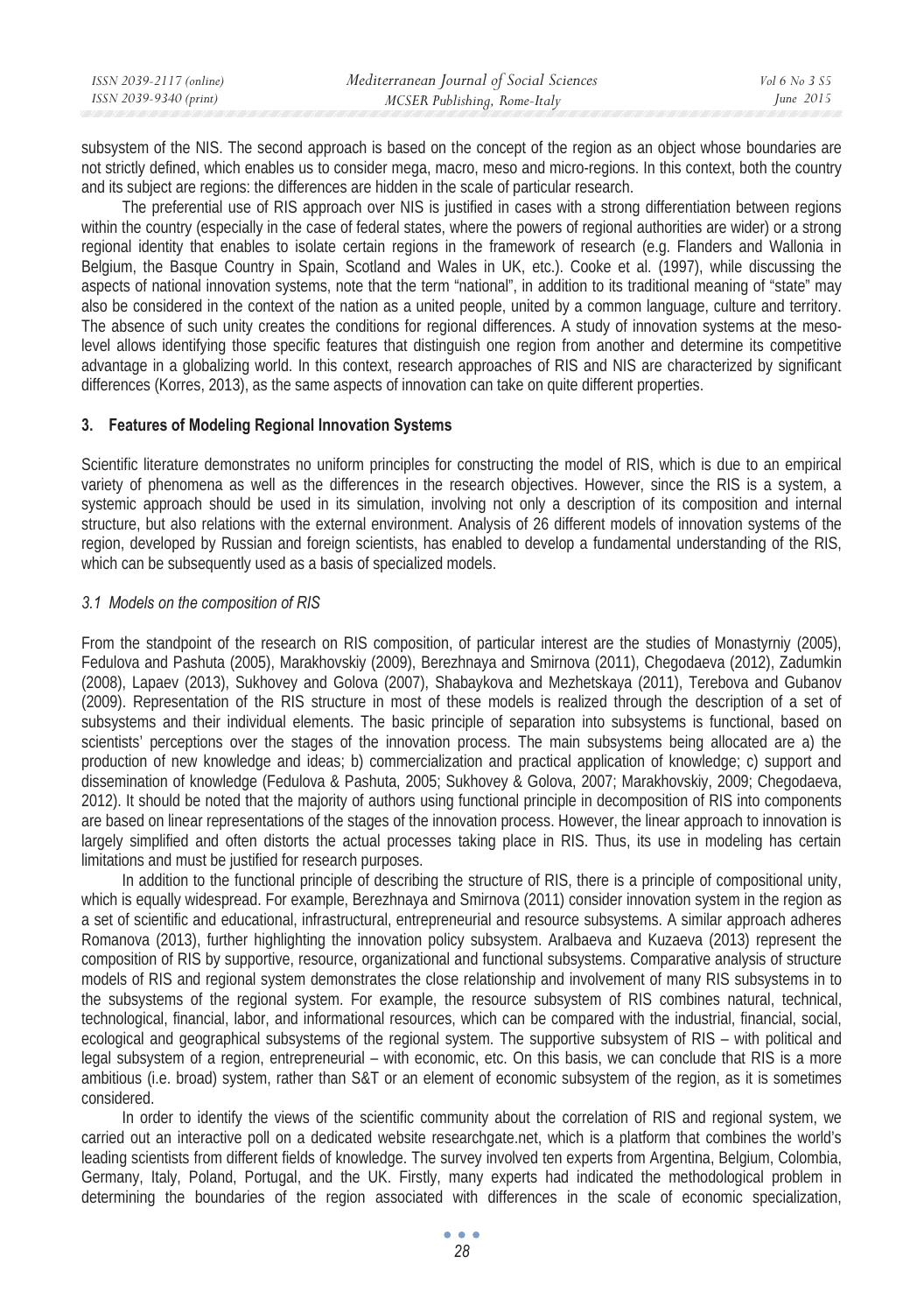subsystem of the NIS. The second approach is based on the concept of the region as an object whose boundaries are not strictly defined, which enables us to consider mega, macro, meso and micro-regions. In this context, both the country and its subject are regions: the differences are hidden in the scale of particular research.

The preferential use of RIS approach over NIS is justified in cases with a strong differentiation between regions within the country (especially in the case of federal states, where the powers of regional authorities are wider) or a strong regional identity that enables to isolate certain regions in the framework of research (e.g. Flanders and Wallonia in Belgium, the Basque Country in Spain, Scotland and Wales in UK, etc.). Cooke et al. (1997), while discussing the aspects of national innovation systems, note that the term "national", in addition to its traditional meaning of "state" may also be considered in the context of the nation as a united people, united by a common language, culture and territory. The absence of such unity creates the conditions for regional differences. A study of innovation systems at the meso-level allows identifying those specific features that distinguish one region from another and determine its competitive advantage in a globalizing world. In this context, research approaches of RIS and NIS are characterized by significant differences (Korres, 2013), as the same aspects of innovation can take on quite different properties.

## 3. Features of Modeling Regional Innovation Systems

Scientific literature demonstrates no uniform principles for constructing the model of RIS, which is due to an empirical variety of phenomena as well as the differences in the research objectives. However, since the RIS is a system, a systemic approach should be used in its simulation, involving not only a description of its composition and internal structure, but also relations with the external environment. Analysis of 26 different models of innovation systems of the region, developed by Russian and foreign scientists, has enabled to develop a fundamental understanding of the RIS, which can be subsequently used as a basis of specialized models.

### *3.1 Models on the composition of RIS*

From the standpoint of the research on RIS composition, of particular interest are the studies of Monastyrniy (2005), Fedulova and Pashuta (2005), Marakhovskiy (2009), Berezhnaya and Smirnova (2011), Chegodaeva (2012), Zadumkin (2008), Lapaev (2013), Sukhovey and Golova (2007), Shabaykova and Mezhetskaya (2011), Terebova and Gubanov (2009). Representation of the RIS structure in most of these models is realized through the description of a set of subsystems and their individual elements. The basic principle of separation into subsystems is functional, based on scientists' perceptions over the stages of the innovation process. The main subsystems being allocated are a) the production of new knowledge and ideas; b) commercialization and practical application of knowledge; c) support and dissemination of knowledge (Fedulova & Pashuta, 2005; Sukhovey & Golova, 2007; Marakhovskiy, 2009; Chegodaeva, 2012). It should be noted that the majority of authors using functional principle in decomposition of RIS into components are based on linear representations of the stages of the innovation process. However, the linear approach to innovation is largely simplified and often distorts the actual processes taking place in RIS. Thus, its use in modeling has certain limitations and must be justified for research purposes.

In addition to the functional principle of describing the structure of RIS, there is a principle of compositional unity, which is equally widespread. For example, Berezhnaya and Smirnova (2011) consider innovation system in the region as a set of scientific and educational, infrastructural, entrepreneurial and resource subsystems. A similar approach adheres Romanova (2013), further highlighting the innovation policy subsystem. Aralbaeva and Kuzaeva (2013) represent the composition of RIS by supportive, resource, organizational and functional subsystems. Comparative analysis of structure models of RIS and regional system demonstrates the close relationship and involvement of many RIS subsystems in to the subsystems of the regional system. For example, the resource subsystem of RIS combines natural, technical, technological, financial, labor, and informational resources, which can be compared with the industrial, financial, social, ecological and geographical subsystems of the regional system. The supportive subsystem of RIS – with political and legal subsystem of a region, entrepreneurial – with economic, etc. On this basis, we can conclude that RIS is a more ambitious (i.e. broad) system, rather than S&T or an element of economic subsystem of the region, as it is sometimes considered.

In order to identify the views of the scientific community about the correlation of RIS and regional system, we carried out an interactive poll on a dedicated website researchgate.net, which is a platform that combines the world's leading scientists from different fields of knowledge. The survey involved ten experts from Argentina, Belgium, Colombia, Germany, Italy, Poland, Portugal, and the UK. Firstly, many experts had indicated the methodological problem in determining the boundaries of the region associated with differences in the scale of economic specialization,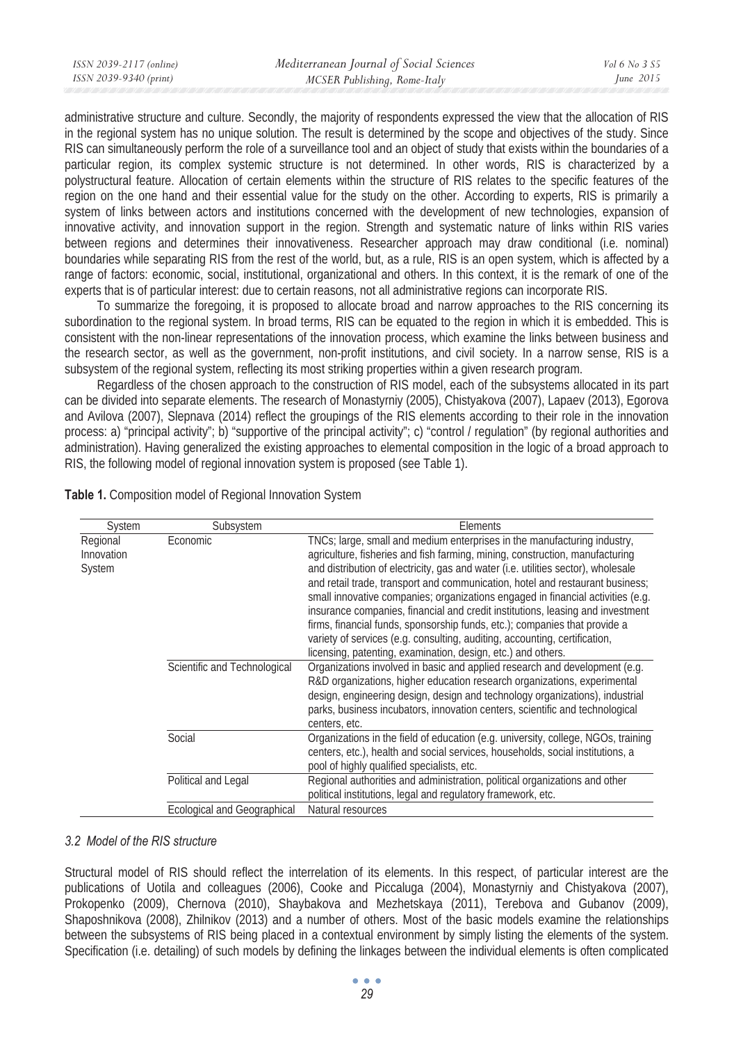administrative structure and culture. Secondly, the majority of respondents expressed the view that the allocation of RIS in the regional system has no unique solution. The result is determined by the scope and objectives of the study. Since RIS can simultaneously perform the role of a surveillance tool and an object of study that exists within the boundaries of a particular region, its complex systemic structure is not determined. In other words, RIS is characterized by a polystructural feature. Allocation of certain elements within the structure of RIS relates to the specific features of the region on the one hand and their essential value for the study on the other. According to experts, RIS is primarily a system of links between actors and institutions concerned with the development of new technologies, expansion of innovative activity, and innovation support in the region. Strength and systematic nature of links within RIS varies between regions and determines their innovativeness. Researcher approach may draw conditional (i.e. nominal) boundaries while separating RIS from the rest of the world, but, as a rule, RIS is an open system, which is affected by a range of factors: economic, social, institutional, organizational and others. In this context, it is the remark of one of the experts that is of particular interest: due to certain reasons, not all administrative regions can incorporate RIS.

To summarize the foregoing, it is proposed to allocate broad and narrow approaches to the RIS concerning its subordination to the regional system. In broad terms, RIS can be equated to the region in which it is embedded. This is consistent with the non-linear representations of the innovation process, which examine the links between business and the research sector, as well as the government, non-profit institutions, and civil society. In a narrow sense, RIS is a subsystem of the regional system, reflecting its most striking properties within a given research program.

Regardless of the chosen approach to the construction of RIS model, each of the subsystems allocated in its part can be divided into separate elements. The research of Monastyrniy (2005), Chistyakova (2007), Lapaev (2013), Egorova and Avilova (2007), Slepnava (2014) reflect the groupings of the RIS elements according to their role in the innovation process: a) "principal activity"; b) "supportive of the principal activity"; c) "control / regulation" (by regional authorities and administration). Having generalized the existing approaches to elemental composition in the logic of a broad approach to RIS, the following model of regional innovation system is proposed (see Table 1).

**Table 1.** Composition model of Regional Innovation System

| System | Subsystem | Elements |
|---|---|---|
| Regional Innovation System | Economic | TNCs; large, small and medium enterprises in the manufacturing industry, agriculture, fisheries and fish farming, mining, construction, manufacturing and distribution of electricity, gas and water (i.e. utilities sector), wholesale and retail trade, transport and communication, hotel and restaurant business; small innovative companies; organizations engaged in financial activities (e.g. insurance companies, financial and credit institutions, leasing and investment firms, financial funds, sponsorship funds, etc.); companies that provide a variety of services (e.g. consulting, auditing, accounting, certification, licensing, patenting, examination, design, etc.) and others. |
| | Scientific and Technological | Organizations involved in basic and applied research and development (e.g. R&D organizations, higher education research organizations, experimental design, engineering design, design and technology organizations), industrial parks, business incubators, innovation centers, scientific and technological centers, etc. |
| | Social | Organizations in the field of education (e.g. university, college, NGOs, training centers, etc.), health and social services, households, social institutions, a pool of highly qualified specialists, etc. |
| | Political and Legal | Regional authorities and administration, political organizations and other political institutions, legal and regulatory framework, etc. |
| | Ecological and Geographical | Natural resources |

### *3.2 Model of the RIS structure*

Structural model of RIS should reflect the interrelation of its elements. In this respect, of particular interest are the publications of Uotila and colleagues (2006), Cooke and Piccaluga (2004), Monastyrniy and Chistyakova (2007), Prokopenko (2009), Chernova (2010), Shaybakova and Mezhetskaya (2011), Terebova and Gubanov (2009), Shaposhnikova (2008), Zhilnikov (2013) and a number of others. Most of the basic models examine the relationships between the subsystems of RIS being placed in a contextual environment by simply listing the elements of the system. Specification (i.e. detailing) of such models by defining the linkages between the individual elements is often complicated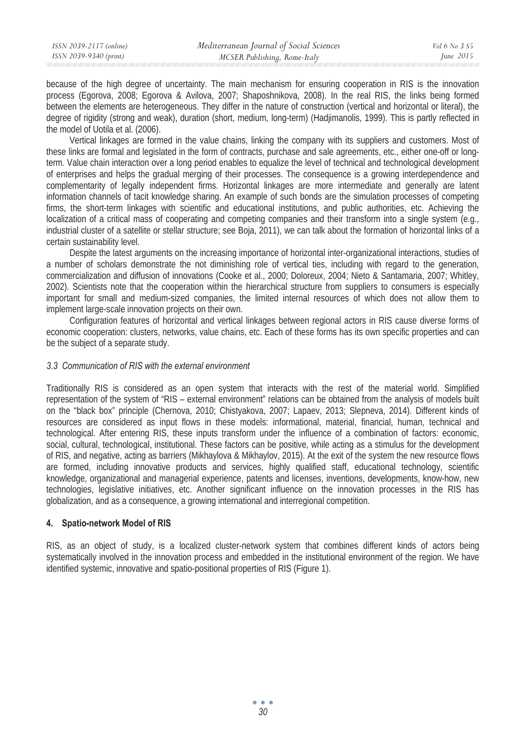because of the high degree of uncertainty. The main mechanism for ensuring cooperation in RIS is the innovation process (Egorova, 2008; Egorova & Avilova, 2007; Shaposhnikova, 2008). In the real RIS, the links being formed between the elements are heterogeneous. They differ in the nature of construction (vertical and horizontal or literal), the degree of rigidity (strong and weak), duration (short, medium, long-term) (Hadjimanolis, 1999). This is partly reflected in the model of Uotila et al. (2006).

Vertical linkages are formed in the value chains, linking the company with its suppliers and customers. Most of these links are formal and legislated in the form of contracts, purchase and sale agreements, etc., either one-off or long-term. Value chain interaction over a long period enables to equalize the level of technical and technological development of enterprises and helps the gradual merging of their processes. The consequence is a growing interdependence and complementarity of legally independent firms. Horizontal linkages are more intermediate and generally are latent information channels of tacit knowledge sharing. An example of such bonds are the simulation processes of competing firms, the short-term linkages with scientific and educational institutions, and public authorities, etc. Achieving the localization of a critical mass of cooperating and competing companies and their transform into a single system (e.g., industrial cluster of a satellite or stellar structure; see Boja, 2011), we can talk about the formation of horizontal links of a certain sustainability level.

Despite the latest arguments on the increasing importance of horizontal inter-organizational interactions, studies of a number of scholars demonstrate the not diminishing role of vertical ties, including with regard to the generation, commercialization and diffusion of innovations (Cooke et al., 2000; Doloreux, 2004; Nieto & Santamaria, 2007; Whitley, 2002). Scientists note that the cooperation within the hierarchical structure from suppliers to consumers is especially important for small and medium-sized companies, the limited internal resources of which does not allow them to implement large-scale innovation projects on their own.

Configuration features of horizontal and vertical linkages between regional actors in RIS cause diverse forms of economic cooperation: clusters, networks, value chains, etc. Each of these forms has its own specific properties and can be the subject of a separate study.

### *3.3 Communication of RIS with the external environment*

Traditionally RIS is considered as an open system that interacts with the rest of the material world. Simplified representation of the system of "RIS – external environment" relations can be obtained from the analysis of models built on the "black box" principle (Chernova, 2010; Chistyakova, 2007; Lapaev, 2013; Slepneva, 2014). Different kinds of resources are considered as input flows in these models: informational, material, financial, human, technical and technological. After entering RIS, these inputs transform under the influence of a combination of factors: economic, social, cultural, technological, institutional. These factors can be positive, while acting as a stimulus for the development of RIS, and negative, acting as barriers (Mikhaylova & Mikhaylov, 2015). At the exit of the system the new resource flows are formed, including innovative products and services, highly qualified staff, educational technology, scientific knowledge, organizational and managerial experience, patents and licenses, inventions, developments, know-how, new technologies, legislative initiatives, etc. Another significant influence on the innovation processes in the RIS has globalization, and as a consequence, a growing international and interregional competition.

## 4. Spatio-network Model of RIS

RIS, as an object of study, is a localized cluster-network system that combines different kinds of actors being systematically involved in the innovation process and embedded in the institutional environment of the region. We have identified systemic, innovative and spatio-positional properties of RIS (Figure 1).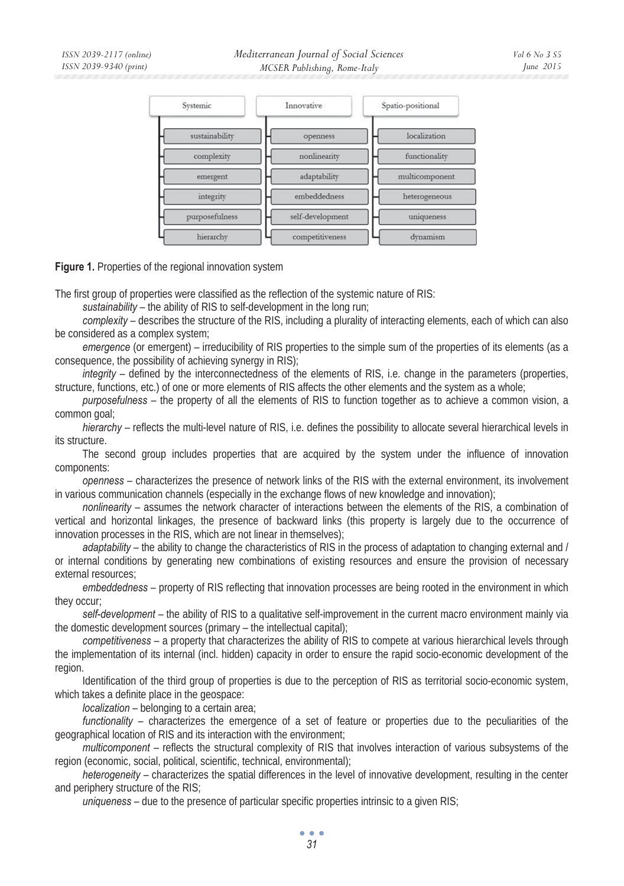| Systemic | Innovative | Spatio-positional |
|---|---|---|
| sustainability | openness | localization |
| complexity | nonlinearity | functionality |
| emergent | adaptability | multicomponent |
| integrity | embeddedness | heterogeneous |
| purposefulness | self-development | uniqueness |
| hierarchy | competitiveness | dynamism |

**Figure 1.** Properties of the regional innovation system

The first group of properties were classified as the reflection of the systemic nature of RIS:

*sustainability* – the ability of RIS to self-development in the long run;

*complexity* – describes the structure of the RIS, including a plurality of interacting elements, each of which can also be considered as a complex system;

*emergence* (or emergent) – irreducibility of RIS properties to the simple sum of the properties of its elements (as a consequence, the possibility of achieving synergy in RIS);

*integrity* – defined by the interconnectedness of the elements of RIS, i.e. change in the parameters (properties, structure, functions, etc.) of one or more elements of RIS affects the other elements and the system as a whole;

*purposefulness* – the property of all the elements of RIS to function together as to achieve a common vision, a common goal;

*hierarchy* – reflects the multi-level nature of RIS, i.e. defines the possibility to allocate several hierarchical levels in its structure.

The second group includes properties that are acquired by the system under the influence of innovation components:

*openness* – characterizes the presence of network links of the RIS with the external environment, its involvement in various communication channels (especially in the exchange flows of new knowledge and innovation);

*nonlinearity* – assumes the network character of interactions between the elements of the RIS, a combination of vertical and horizontal linkages, the presence of backward links (this property is largely due to the occurrence of innovation processes in the RIS, which are not linear in themselves);

*adaptability* – the ability to change the characteristics of RIS in the process of adaptation to changing external and / or internal conditions by generating new combinations of existing resources and ensure the provision of necessary external resources;

*embeddedness* – property of RIS reflecting that innovation processes are being rooted in the environment in which they occur;

*self-development* – the ability of RIS to a qualitative self-improvement in the current macro environment mainly via the domestic development sources (primary – the intellectual capital);

*competitiveness* – a property that characterizes the ability of RIS to compete at various hierarchical levels through the implementation of its internal (incl. hidden) capacity in order to ensure the rapid socio-economic development of the region.

Identification of the third group of properties is due to the perception of RIS as territorial socio-economic system, which takes a definite place in the geospace:

*localization* – belonging to a certain area;

*functionality* – characterizes the emergence of a set of feature or properties due to the peculiarities of the geographical location of RIS and its interaction with the environment;

*multicomponent* – reflects the structural complexity of RIS that involves interaction of various subsystems of the region (economic, social, political, scientific, technical, environmental);

*heterogeneity* – characterizes the spatial differences in the level of innovative development, resulting in the center and periphery structure of the RIS;

*uniqueness* – due to the presence of particular specific properties intrinsic to a given RIS;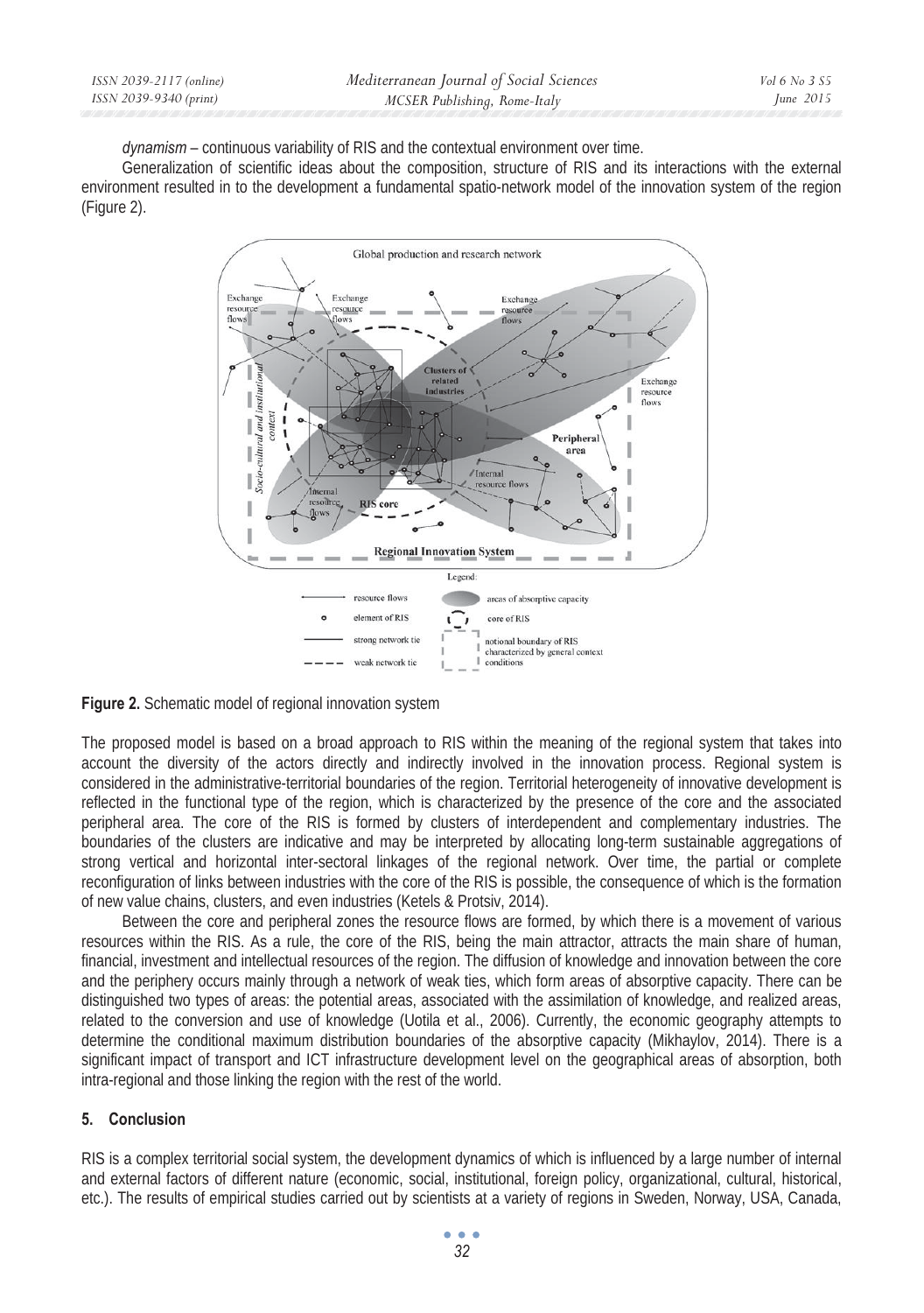*dynamism* – continuous variability of RIS and the contextual environment over time.

Generalization of scientific ideas about the composition, structure of RIS and its interactions with the external environment resulted in to the development a fundamental spatio-network model of the innovation system of the region (Figure 2).

**Figure 2.** Schematic model of regional innovation system

The proposed model is based on a broad approach to RIS within the meaning of the regional system that takes into account the diversity of the actors directly and indirectly involved in the innovation process. Regional system is considered in the administrative-territorial boundaries of the region. Territorial heterogeneity of innovative development is reflected in the functional type of the region, which is characterized by the presence of the core and the associated peripheral area. The core of the RIS is formed by clusters of interdependent and complementary industries. The boundaries of the clusters are indicative and may be interpreted by allocating long-term sustainable aggregations of strong vertical and horizontal inter-sectoral linkages of the regional network. Over time, the partial or complete reconfiguration of links between industries with the core of the RIS is possible, the consequence of which is the formation of new value chains, clusters, and even industries (Ketels & Protsiv, 2014).

Between the core and peripheral zones the resource flows are formed, by which there is a movement of various resources within the RIS. As a rule, the core of the RIS, being the main attractor, attracts the main share of human, financial, investment and intellectual resources of the region. The diffusion of knowledge and innovation between the core and the periphery occurs mainly through a network of weak ties, which form areas of absorptive capacity. There can be distinguished two types of areas: the potential areas, associated with the assimilation of knowledge, and realized areas, related to the conversion and use of knowledge (Uotila et al., 2006). Currently, the economic geography attempts to determine the conditional maximum distribution boundaries of the absorptive capacity (Mikhaylov, 2014). There is a significant impact of transport and ICT infrastructure development level on the geographical areas of absorption, both intra-regional and those linking the region with the rest of the world.

## 5. Conclusion

RIS is a complex territorial social system, the development dynamics of which is influenced by a large number of internal and external factors of different nature (economic, social, institutional, foreign policy, organizational, cultural, historical, etc.). The results of empirical studies carried out by scientists at a variety of regions in Sweden, Norway, USA, Canada,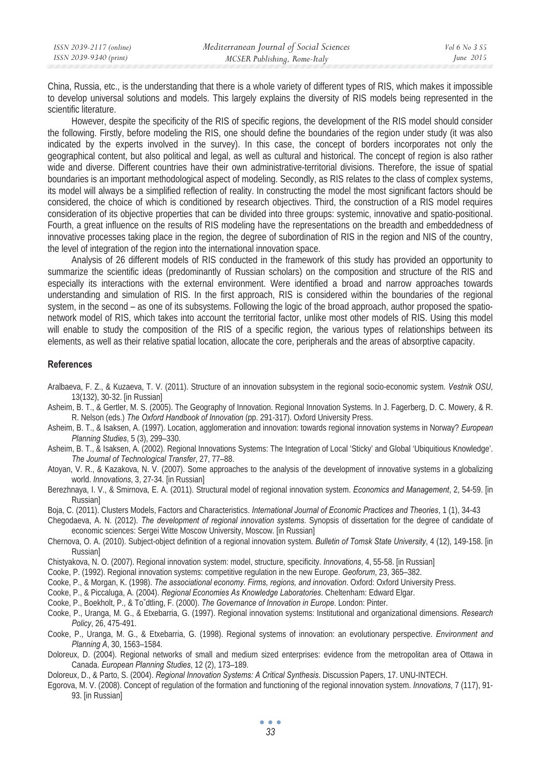China, Russia, etc., is the understanding that there is a whole variety of different types of RIS, which makes it impossible to develop universal solutions and models. This largely explains the diversity of RIS models being represented in the scientific literature.

However, despite the specificity of the RIS of specific regions, the development of the RIS model should consider the following. Firstly, before modeling the RIS, one should define the boundaries of the region under study (it was also indicated by the experts involved in the survey). In this case, the concept of borders incorporates not only the geographical content, but also political and legal, as well as cultural and historical. The concept of region is also rather wide and diverse. Different countries have their own administrative-territorial divisions. Therefore, the issue of spatial boundaries is an important methodological aspect of modeling. Secondly, as RIS relates to the class of complex systems, its model will always be a simplified reflection of reality. In constructing the model the most significant factors should be considered, the choice of which is conditioned by research objectives. Third, the construction of a RIS model requires consideration of its objective properties that can be divided into three groups: systemic, innovative and spatio-positional. Fourth, a great influence on the results of RIS modeling have the representations on the breadth and embeddedness of innovative processes taking place in the region, the degree of subordination of RIS in the region and NIS of the country, the level of integration of the region into the international innovation space.

Analysis of 26 different models of RIS conducted in the framework of this study has provided an opportunity to summarize the scientific ideas (predominantly of Russian scholars) on the composition and structure of the RIS and especially its interactions with the external environment. Were identified a broad and narrow approaches towards understanding and simulation of RIS. In the first approach, RIS is considered within the boundaries of the regional system, in the second – as one of its subsystems. Following the logic of the broad approach, author proposed the spatio-network model of RIS, which takes into account the territorial factor, unlike most other models of RIS. Using this model will enable to study the composition of the RIS of a specific region, the various types of relationships between its elements, as well as their relative spatial location, allocate the core, peripherals and the areas of absorptive capacity.

## References

Aralbaeva, F. Z., & Kuzaeva, T. V. (2011). Structure of an innovation subsystem in the regional socio-economic system. *Vestnik OSU*, 13(132), 30-32. [in Russian]

Asheim, B. T., & Gertler, M. S. (2005). The Geography of Innovation. Regional Innovation Systems. In J. Fagerberg, D. C. Mowery, & R. R. Nelson (eds.) *The Oxford Handbook of Innovation* (pp. 291-317). Oxford University Press.

Asheim, B. T., & Isaksen, A. (1997). Location, agglomeration and innovation: towards regional innovation systems in Norway? *European Planning Studies*, 5 (3), 299–330.

Asheim, B. T., & Isaksen, A. (2002). Regional Innovations Systems: The Integration of Local 'Sticky' and Global 'Ubiquitious Knowledge'. *The Journal of Technological Transfer*, 27, 77–88.

Atoyan, V. R., & Kazakova, N. V. (2007). Some approaches to the analysis of the development of innovative systems in a globalizing world. *Innovations*, 3, 27-34. [in Russian]

Berezhnaya, I. V., & Smirnova, E. A. (2011). Structural model of regional innovation system. *Economics and Management*, 2, 54-59. [in Russian]

Boja, C. (2011). Clusters Models, Factors and Characteristics. *International Journal of Economic Practices and Theories*, 1 (1), 34-43

Chegodaeva, A. N. (2012). *The development of regional innovation systems*. Synopsis of dissertation for the degree of candidate of economic sciences: Sergei Witte Moscow University, Moscow. [in Russian]

Chernova, O. A. (2010). Subject-object definition of a regional innovation system. *Bulletin of Tomsk State University*, 4 (12), 149-158. [in Russian]

Chistyakova, N. O. (2007). Regional innovation system: model, structure, specificity. *Innovations*, 4, 55-58. [in Russian]

Cooke, P. (1992). Regional innovation systems: competitive regulation in the new Europe. *Geoforum*, 23, 365–382.

Cooke, P., & Morgan, K. (1998). *The associational economy. Firms, regions, and innovation*. Oxford: Oxford University Press.

Cooke, P., & Piccaluga, A. (2004). *Regional Economies As Knowledge Laboratories*. Cheltenham: Edward Elgar.

Cooke, P., Boekholt, P., & Toˇdtling, F. (2000). *The Governance of Innovation in Europe*. London: Pinter.

Cooke, P., Uranga, M. G., & Etxebarria, G. (1997). Regional innovation systems: Institutional and organizational dimensions. *Research Policy*, 26, 475-491.

Cooke, P., Uranga, M. G., & Etxebarria, G. (1998). Regional systems of innovation: an evolutionary perspective. *Environment and Planning A*, 30, 1563–1584.

Doloreux, D. (2004). Regional networks of small and medium sized enterprises: evidence from the metropolitan area of Ottawa in Canada. *European Planning Studies*, 12 (2), 173–189.

Doloreux, D., & Parto, S. (2004). *Regional Innovation Systems: A Critical Synthesis*. Discussion Papers, 17. UNU-INTECH.

Egorova, M. V. (2008). Concept of regulation of the formation and functioning of the regional innovation system. *Innovations*, 7 (117), 91-93. [in Russian]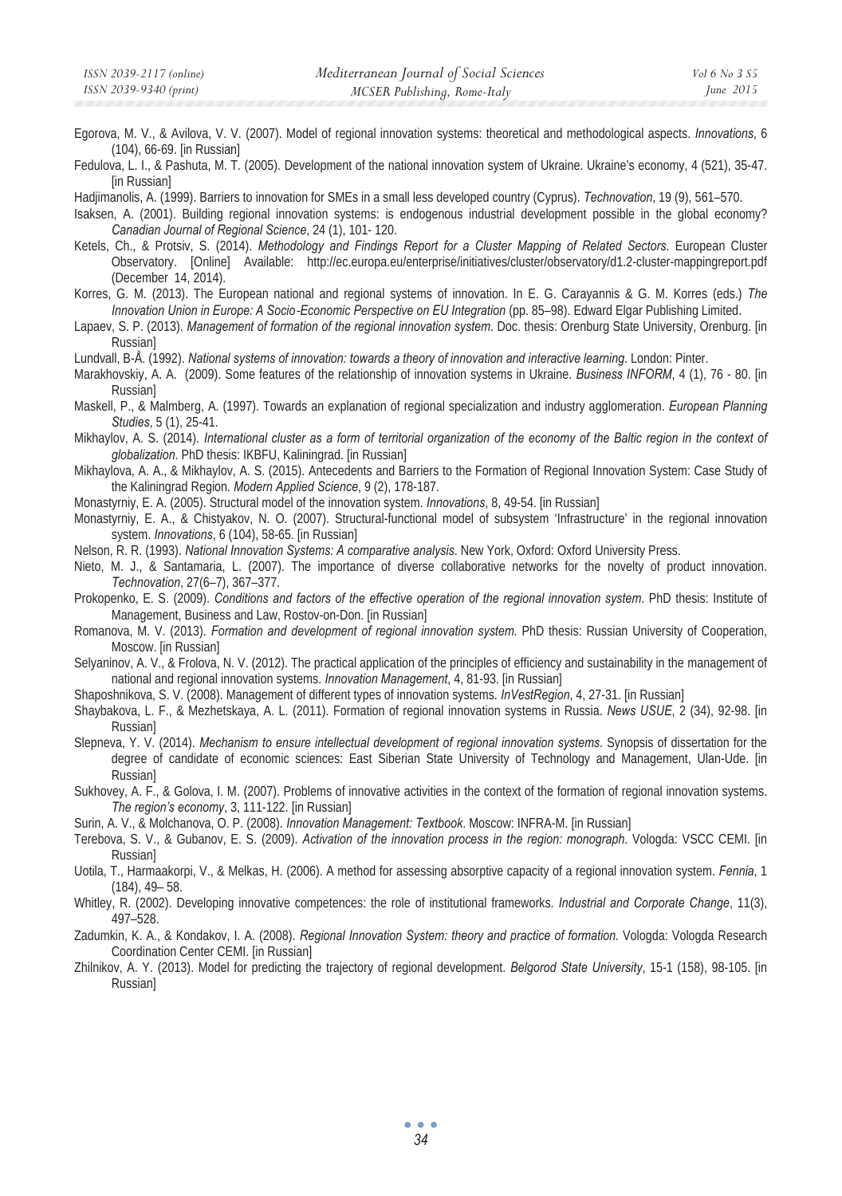Egorova, M. V., & Avilova, V. V. (2007). Model of regional innovation systems: theoretical and methodological aspects. *Innovations*, 6 (104), 66-69. [in Russian]

Fedulova, L. I., & Pashuta, M. T. (2005). Development of the national innovation system of Ukraine. Ukraine's economy, 4 (521), 35-47. [in Russian]

Hadjimanolis, A. (1999). Barriers to innovation for SMEs in a small less developed country (Cyprus). *Technovation*, 19 (9), 561–570.

Isaksen, A. (2001). Building regional innovation systems: is endogenous industrial development possible in the global economy? *Canadian Journal of Regional Science*, 24 (1), 101- 120.

Ketels, Ch., & Protsiv, S. (2014). *Methodology and Findings Report for a Cluster Mapping of Related Sectors.* European Cluster Observatory. [Online] Available: http://ec.europa.eu/enterprise/initiatives/cluster/observatory/d1.2-cluster-mappingreport.pdf (December 14, 2014).

Korres, G. M. (2013). The European national and regional systems of innovation. In E. G. Carayannis & G. M. Korres (eds.) *The Innovation Union in Europe: A Socio-Economic Perspective on EU Integration* (pp. 85–98). Edward Elgar Publishing Limited.

Lapaev, S. P. (2013). *Management of formation of the regional innovation system*. Doc. thesis: Orenburg State University, Orenburg. [in Russian]

Lundvall, B-Å. (1992). *National systems of innovation: towards a theory of innovation and interactive learning*. London: Pinter.

Marakhovskiy, A. A. (2009). Some features of the relationship of innovation systems in Ukraine. *Business INFORM*, 4 (1), 76 - 80. [in Russian]

Maskell, P., & Malmberg, A. (1997). Towards an explanation of regional specialization and industry agglomeration. *European Planning Studies*, 5 (1), 25-41.

Mikhaylov, A. S. (2014). *International cluster as a form of territorial organization of the economy of the Baltic region in the context of globalization*. PhD thesis: IKBFU, Kaliningrad. [in Russian]

Mikhaylova, A. A., & Mikhaylov, A. S. (2015). Antecedents and Barriers to the Formation of Regional Innovation System: Case Study of the Kaliningrad Region. *Modern Applied Science*, 9 (2), 178-187.

Monastyrniy, E. A. (2005). Structural model of the innovation system. *Innovations*, 8, 49-54. [in Russian]

Monastyrniy, E. A., & Chistyakov, N. O. (2007). Structural-functional model of subsystem 'Infrastructure' in the regional innovation system. *Innovations*, 6 (104), 58-65. [in Russian]

Nelson, R. R. (1993). *National Innovation Systems: A comparative analysis*. New York, Oxford: Oxford University Press.

Nieto, M. J., & Santamaria, L. (2007). The importance of diverse collaborative networks for the novelty of product innovation. *Technovation*, 27(6–7), 367–377.

Prokopenko, E. S. (2009). *Conditions and factors of the effective operation of the regional innovation system*. PhD thesis: Institute of Management, Business and Law, Rostov-on-Don. [in Russian]

Romanova, M. V. (2013). *Formation and development of regional innovation system*. PhD thesis: Russian University of Cooperation, Moscow. [in Russian]

Selyaninov, A. V., & Frolova, N. V. (2012). The practical application of the principles of efficiency and sustainability in the management of national and regional innovation systems. *Innovation Management*, 4, 81-93. [in Russian]

Shaposhnikova, S. V. (2008). Management of different types of innovation systems. *InVestRegion*, 4, 27-31. [in Russian]

Shaybakova, L. F., & Mezhetskaya, A. L. (2011). Formation of regional innovation systems in Russia. *News USUE*, 2 (34), 92-98. [in Russian]

Slepneva, Y. V. (2014). *Mechanism to ensure intellectual development of regional innovation systems.* Synopsis of dissertation for the degree of candidate of economic sciences: East Siberian State University of Technology and Management, Ulan-Ude. [in Russian]

Sukhovey, A. F., & Golova, I. M. (2007). Problems of innovative activities in the context of the formation of regional innovation systems. *The region's economy*, 3, 111-122. [in Russian]

Surin, A. V., & Molchanova, O. P. (2008). *Innovation Management: Textbook*. Moscow: INFRA-M. [in Russian]

Terebova, S. V., & Gubanov, E. S. (2009). *Activation of the innovation process in the region: monograph*. Vologda: VSCC CEMI. [in Russian]

Uotila, T., Harmaakorpi, V., & Melkas, H. (2006). A method for assessing absorptive capacity of a regional innovation system. *Fennia*, 1 (184), 49– 58.

Whitley, R. (2002). Developing innovative competences: the role of institutional frameworks. *Industrial and Corporate Change*, 11(3), 497–528.

Zadumkin, K. A., & Kondakov, I. A. (2008). *Regional Innovation System: theory and practice of formation*. Vologda: Vologda Research Coordination Center CEMI. [in Russian]

Zhilnikov, A. Y. (2013). Model for predicting the trajectory of regional development. *Belgorod State University*, 15-1 (158), 98-105. [in Russian]